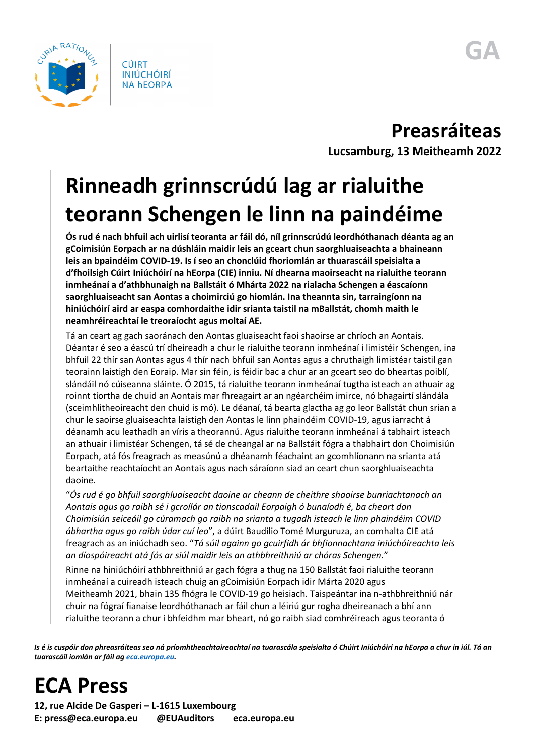CÚIRT INIÚCHÓIRÍ NA hEORPA

GA

**Preasráiteas**

**Lucsamburg, 13 Meitheamh 2022**

# Rinneadh grinnscrúdú lag ar rialuithe teorann Schengen le linn na paindéime

**Ós rud é nach bhfuil ach uirlisí teoranta ar fáil dó, níl grinnscrúdú leordhóthanach déanta ag an gCoimisiún Eorpach ar na dúshláin maidir leis an gceart chun saorghluaiseachta a bhaineann leis an bpaindéim COVID-19. Is í seo an chonclúid fhoriomlán ar thuarascáil speisialta a d'fhoilsigh Cúirt Iniúchóirí na hEorpa (CIE) inniu. Ní dhearna maoirseacht na rialuithe teorann inmheánaí a d'athbhunaigh na Ballstáit ó Mhárta 2022 na rialacha Schengen a éascaíonn saorghluaiseacht san Aontas a choimirciú go hiomlán. Ina theannta sin, tarraingíonn na hiniúchóirí aird ar easpa comhordaithe idir srianta taistil na mBallstát, chomh maith le neamhréireachtaí le treoraíocht agus moltaí AE.**

Tá an ceart ag gach saoránach den Aontas gluaiseacht faoi shaoirse ar chríoch an Aontais. Déantar é seo a éascú trí dheireadh a chur le rialuithe teorann inmheánaí i limistéir Schengen, ina bhfuil 22 thír san Aontas agus 4 thír nach bhfuil san Aontas agus a chruthaigh limistéar taistil gan teorainn laistigh den Eoraip. Mar sin féin, is féidir bac a chur ar an gceart seo do bheartas poiblí, slándáil nó cúiseanna sláinte. Ó 2015, tá rialuithe teorann inmheánaí tugtha isteach an athuair ag roinnt tíortha de chuid an Aontais mar fhreagairt ar an ngéarchéim imirce, nó bhagairtí slándála (sceimhlitheoireacht den chuid is mó). Le déanaí, tá bearta glactha ag go leor Ballstát chun srian a chur le saoirse gluaiseachta laistigh den Aontas le linn phaindéim COVID-19, agus iarracht á déanamh acu leathadh an víris a theorannú. Agus rialuithe teorann inmheánaí á tabhairt isteach an athuair i limistéar Schengen, tá sé de cheangal ar na Ballstáit fógra a thabhairt don Choimisiún Eorpach, atá fós freagrach as measúnú a dhéanamh féachaint an gcomhlíonann na srianta atá beartaithe reachtaíocht an Aontais agus nach sáraíonn siad an ceart chun saorghluaiseachta daoine.

"*Ós rud é go bhfuil saorghluaiseacht daoine ar cheann de cheithre shaoirse bunriachtanach an Aontais agus go raibh sé i gcroílár an tionscadail Eorpaigh ó bunaíodh é, ba cheart don Choimisiún seiceáil go cúramach go raibh na srianta a tugadh isteach le linn phaindéim COVID ábhartha agus go raibh údar cuí leo*", a dúirt Baudilio Tomé Murguruza, an comhalta CIE atá freagrach as an iniúchadh seo. "*Tá súil againn go gcuirfidh ár bhfionnachtana iniúchóireachta leis an díospóireacht atá fós ar siúl maidir leis an athbhreithniú ar chóras Schengen.*"

Rinne na hiniúchóirí athbhreithniú ar gach fógra a thug na 150 Ballstát faoi rialuithe teorann inmheánaí a cuireadh isteach chuig an gCoimisiún Eorpach idir Márta 2020 agus Meitheamh 2021, bhain 135 fhógra le COVID-19 go heisiach. Taispeántar ina n-athbhreithniú nár chuir na fógraí fianaise leordhóthanach ar fáil chun a léiriú gur rogha dheireanach a bhí ann rialuithe teorann a chur i bhfeidhm mar bheart, nó go raibh siad comhréireach agus teoranta ó

*Is é is cuspóir don phreasráiteas seo ná príomhtheachtaireachtaí na tuarascála speisialta ó Chúirt Iniúchóirí na hEorpa a chur in iúl. Tá an tuarascáil iomlán ar fáil ag eca.europa.eu.*

**ECA Press**

**12, rue Alcide De Gasperi – L-1615 Luxembourg**
**E: press@eca.europa.eu @EUAuditors eca.europa.eu**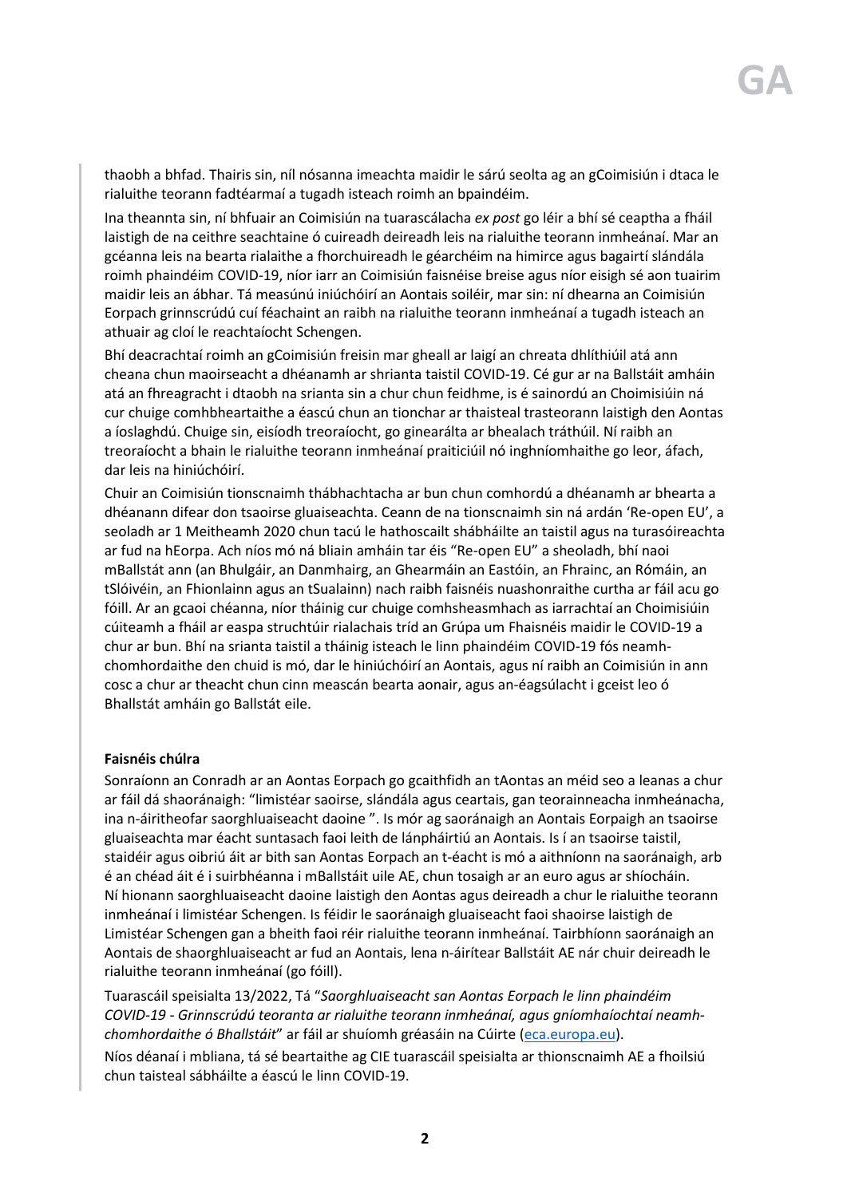thaobh a bhfad. Thairis sin, níl nósanna imeachta maidir le sárú seolta ag an gCoimisiún i dtaca le rialuithe teorann fadtéarmaí a tugadh isteach roimh an bpaindéim.

Ina theannta sin, ní bhfuair an Coimisiún na tuarascálacha *ex post* go léir a bhí sé ceaptha a fháil laistigh de na ceithre seachtaine ó cuireadh deireadh leis na rialuithe teorann inmheánaí. Mar an gcéanna leis na bearta rialaithe a fhorchuireadh le géarchéim na himirce agus bagairtí slándála roimh phaindéim COVID-19, níor iarr an Coimisiún faisnéise breise agus níor eisigh sé aon tuairim maidir leis an ábhar. Tá measúnú iniúchóirí an Aontais soiléir, mar sin: ní dhearna an Coimisiún Eorpach grinnscrúdú cuí féachaint an raibh na rialuithe teorann inmheánaí a tugadh isteach an athuair ag cloí le reachtaíocht Schengen.

Bhí deacrachtaí roimh an gCoimisiún freisin mar gheall ar laigí an chreata dhlíthiúil atá ann cheana chun maoirseacht a dhéanamh ar shrianta taistil COVID-19. Cé gur ar na Ballstáit amháin atá an fhreagracht i dtaobh na srianta sin a chur chun feidhme, is é sainordú an Choimisiúin ná cur chuige comhbheartaithe a éascú chun an tionchar ar thaisteal trasteorann laistigh den Aontas a íoslaghdú. Chuige sin, eisíodh treoraíocht, go ginearálta ar bhealach tráthúil. Ní raibh an treoraíocht a bhain le rialuithe teorann inmheánaí praiticiúil nó inghníomhaithe go leor, áfach, dar leis na hiniúchóirí.

Chuir an Coimisiún tionscnaimh thábhachtacha ar bun chun comhordú a dhéanamh ar bhearta a dhéanann difear don tsaoirse gluaiseachta. Ceann de na tionscnaimh sin ná ardán 'Re-open EU', a seoladh ar 1 Meitheamh 2020 chun tacú le hathoscailt shábháilte an taistil agus na turasóireachta ar fud na hEorpa. Ach níos mó ná bliain amháin tar éis "Re-open EU" a sheoladh, bhí naoi mBallstát ann (an Bhulgáir, an Danmhairg, an Ghearmáin an Eastóin, an Fhrainc, an Rómáin, an tSlóivéin, an Fhionlainn agus an tSualainn) nach raibh faisnéis nuashonraithe curtha ar fáil acu go fóill. Ar an gcaoi chéanna, níor tháinig cur chuige comhsheasmhach as iarrachtaí an Choimisiúin cúiteamh a fháil ar easpa struchtúir rialachais tríd an Grúpa um Fhaisnéis maidir le COVID-19 a chur ar bun. Bhí na srianta taistil a tháinig isteach le linn phaindéim COVID-19 fós neamh-chomhordaithe den chuid is mó, dar le hiniúchóirí an Aontais, agus ní raibh an Coimisiún in ann cosc a chur ar theacht chun cinn meascán bearta aonair, agus an-éagsúlacht i gceist leo ó Bhallstát amháin go Ballstát eile.

**Faisnéis chúlra**

Sonraíonn an Conradh ar an Aontas Eorpach go gcaithfidh an tAontas an méid seo a leanas a chur ar fáil dá shaoránaigh: "limistéar saoirse, slándála agus ceartais, gan teorainneacha inmheánacha, ina n-áiritheofar saorghluaiseacht daoine ". Is mór ag saoránaigh an Aontais Eorpaigh an tsaoirse gluaiseachta mar éacht suntasach faoi leith de lánpháirtiú an Aontais. Is í an tsaoirse taistil, staidéir agus oibriú áit ar bith san Aontas Eorpach an t-éacht is mó a aithníonn na saoránaigh, arb é an chéad áit é i suirbhéanna i mBallstáit uile AE, chun tosaigh ar an euro agus ar shíocháin. Ní hionann saorghluaiseacht daoine laistigh den Aontas agus deireadh a chur le rialuithe teorann inmheánaí i limistéar Schengen. Is féidir le saoránaigh gluaiseacht faoi shaoirse laistigh de Limistéar Schengen gan a bheith faoi réir rialuithe teorann inmheánaí. Tairbhíonn saoránaigh an Aontais de shaorghluaiseacht ar fud an Aontais, lena n-áirítear Ballstáit AE nár chuir deireadh le rialuithe teorann inmheánaí (go fóill).

Tuarascáil speisialta 13/2022, Tá "*Saorghluaiseacht san Aontas Eorpach le linn phaindéim COVID-19 - Grinnscrúdú teoranta ar rialuithe teorann inmheánaí, agus gníomhaíochtaí neamh-chomhordaithe ó Bhallstáit*" ar fáil ar shuíomh gréasáin na Cúirte ([eca.europa.eu](eca.europa.eu)).

Níos déanaí i mbliana, tá sé beartaithe ag CIE tuarascáil speisialta ar thionscnaimh AE a fhoilsiú chun taisteal sábháilte a éascú le linn COVID-19.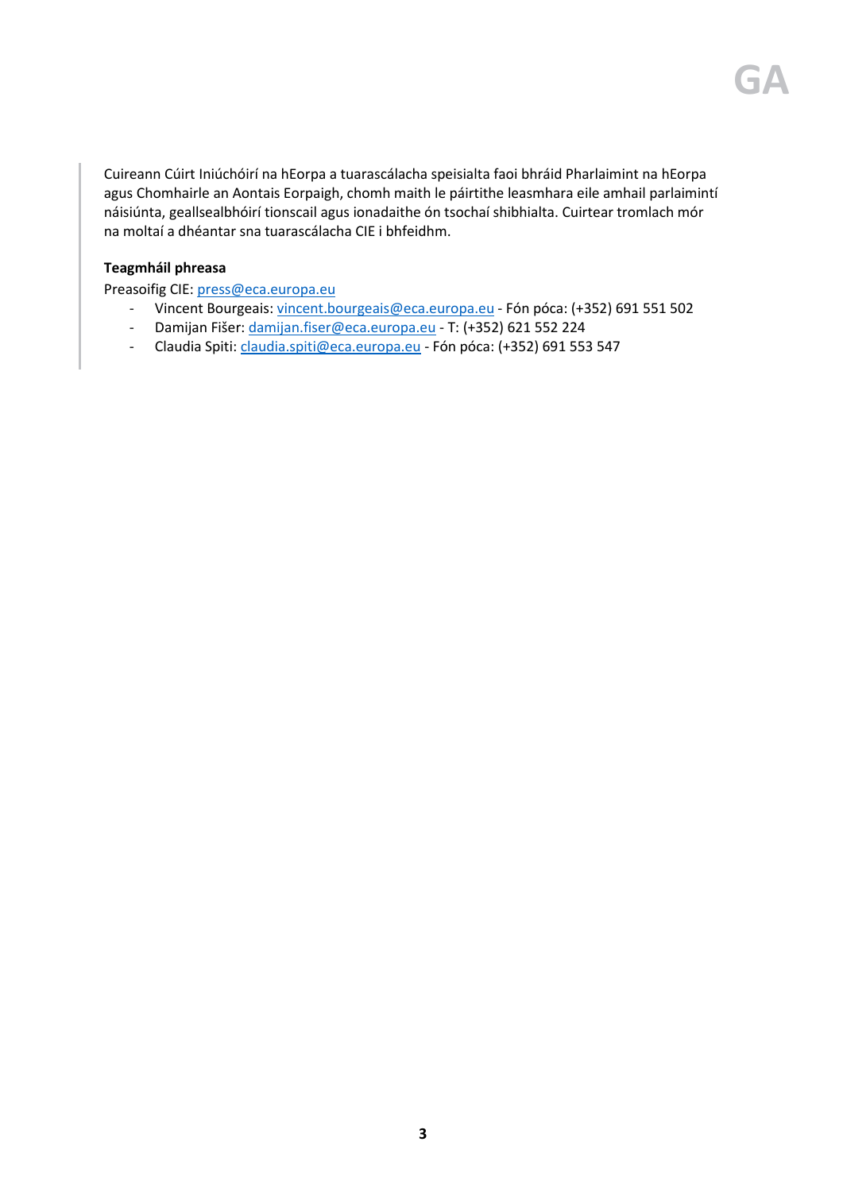Cuireann Cúirt Iniúchóirí na hEorpa a tuarascálacha speisialta faoi bhráid Pharlaimint na hEorpa agus Chomhairle an Aontais Eorpaigh, chomh maith le páirtithe leasmhara eile amhail parlaimintí náisiúnta, geallsealbhóirí tionscail agus ionadaithe ón tsochaí shibhialta. Cuirtear tromlach mór na moltaí a dhéantar sna tuarascálacha CIE i bhfeidhm.

**Teagmháil phreasa**

Preasoifig CIE: press@eca.europa.eu

- Vincent Bourgeais: vincent.bourgeais@eca.europa.eu - Fón póca: (+352) 691 551 502
- Damijan Fišer: damijan.fiser@eca.europa.eu - T: (+352) 621 552 224
- Claudia Spiti: claudia.spiti@eca.europa.eu - Fón póca: (+352) 691 553 547